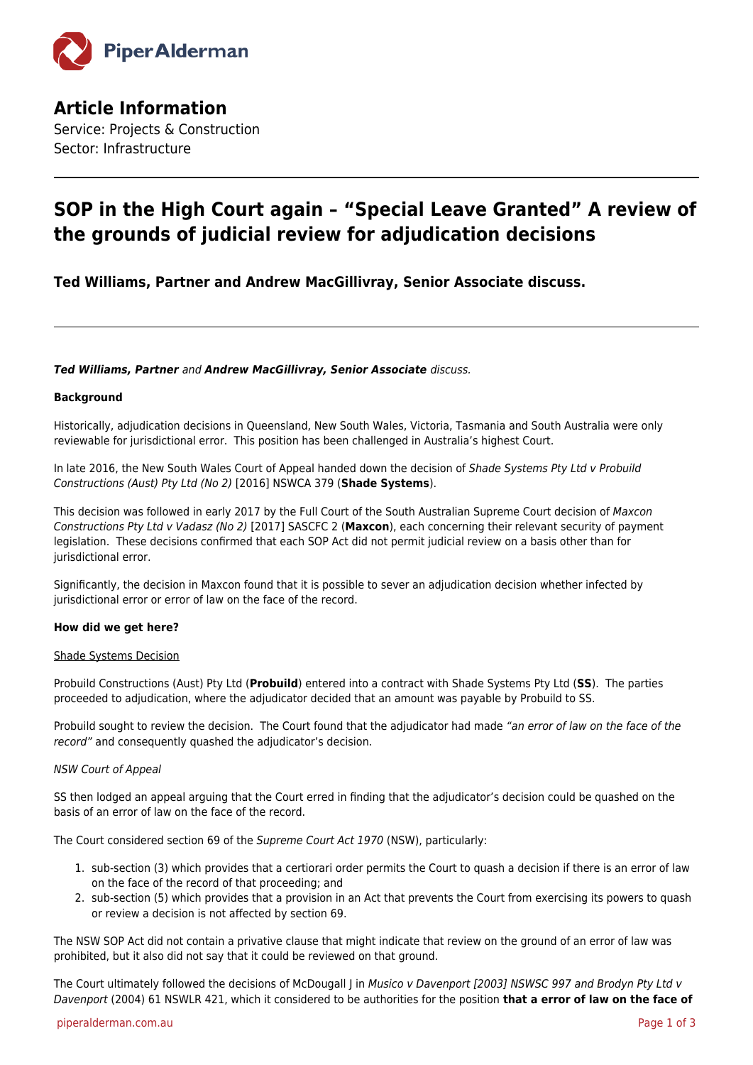## Article Information

Service: Projects & Construction
Sector: Infrastructure

# SOP in the High Court again – "Special Leave Granted" A review of the grounds of judicial review for adjudication decisions

### Ted Williams, Partner and Andrew MacGillivray, Senior Associate discuss.

***Ted Williams, Partner*** *and* ***Andrew MacGillivray, Senior Associate*** *discuss.*

**Background**

Historically, adjudication decisions in Queensland, New South Wales, Victoria, Tasmania and South Australia were only reviewable for jurisdictional error. This position has been challenged in Australia's highest Court.

In late 2016, the New South Wales Court of Appeal handed down the decision of *Shade Systems Pty Ltd v Probuild Constructions (Aust) Pty Ltd (No 2)* [2016] NSWCA 379 (**Shade Systems**).

This decision was followed in early 2017 by the Full Court of the South Australian Supreme Court decision of *Maxcon Constructions Pty Ltd v Vadasz (No 2)* [2017] SASCFC 2 (**Maxcon**), each concerning their relevant security of payment legislation. These decisions confirmed that each SOP Act did not permit judicial review on a basis other than for jurisdictional error.

Significantly, the decision in Maxcon found that it is possible to sever an adjudication decision whether infected by jurisdictional error or error of law on the face of the record.

**How did we get here?**

Shade Systems Decision

Probuild Constructions (Aust) Pty Ltd (**Probuild**) entered into a contract with Shade Systems Pty Ltd (**SS**). The parties proceeded to adjudication, where the adjudicator decided that an amount was payable by Probuild to SS.

Probuild sought to review the decision. The Court found that the adjudicator had made *"an error of law on the face of the record"* and consequently quashed the adjudicator's decision.

*NSW Court of Appeal*

SS then lodged an appeal arguing that the Court erred in finding that the adjudicator's decision could be quashed on the basis of an error of law on the face of the record.

The Court considered section 69 of the *Supreme Court Act 1970* (NSW), particularly:

1. sub-section (3) which provides that a certiorari order permits the Court to quash a decision if there is an error of law on the face of the record of that proceeding; and
2. sub-section (5) which provides that a provision in an Act that prevents the Court from exercising its powers to quash or review a decision is not affected by section 69.

The NSW SOP Act did not contain a privative clause that might indicate that review on the ground of an error of law was prohibited, but it also did not say that it could be reviewed on that ground.

The Court ultimately followed the decisions of McDougall J in *Musico v Davenport [2003] NSWSC 997 and Brodyn Pty Ltd v Davenport* (2004) 61 NSWLR 421, which it considered to be authorities for the position **that a error of law on the face of**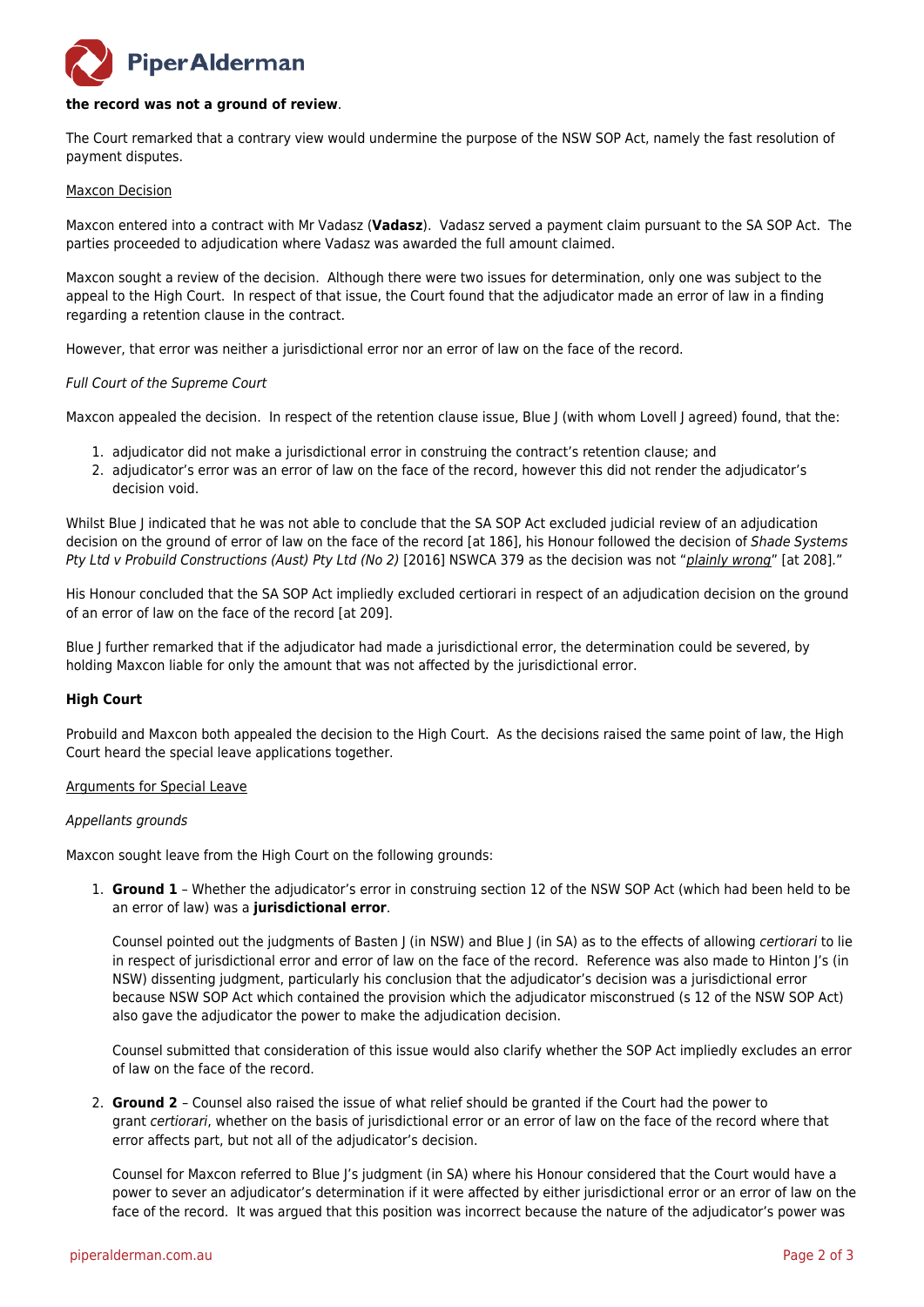**the record was not a ground of review**.

The Court remarked that a contrary view would undermine the purpose of the NSW SOP Act, namely the fast resolution of payment disputes.

Maxcon Decision

Maxcon entered into a contract with Mr Vadasz (**Vadasz**). Vadasz served a payment claim pursuant to the SA SOP Act. The parties proceeded to adjudication where Vadasz was awarded the full amount claimed.

Maxcon sought a review of the decision. Although there were two issues for determination, only one was subject to the appeal to the High Court. In respect of that issue, the Court found that the adjudicator made an error of law in a finding regarding a retention clause in the contract.

However, that error was neither a jurisdictional error nor an error of law on the face of the record.

*Full Court of the Supreme Court*

Maxcon appealed the decision. In respect of the retention clause issue, Blue J (with whom Lovell J agreed) found, that the:

1. adjudicator did not make a jurisdictional error in construing the contract's retention clause; and
2. adjudicator's error was an error of law on the face of the record, however this did not render the adjudicator's decision void.

Whilst Blue J indicated that he was not able to conclude that the SA SOP Act excluded judicial review of an adjudication decision on the ground of error of law on the face of the record [at 186], his Honour followed the decision of *Shade Systems Pty Ltd v Probuild Constructions (Aust) Pty Ltd (No 2)* [2016] NSWCA 379 as the decision was not "*plainly wrong*" [at 208]."

His Honour concluded that the SA SOP Act impliedly excluded certiorari in respect of an adjudication decision on the ground of an error of law on the face of the record [at 209].

Blue J further remarked that if the adjudicator had made a jurisdictional error, the determination could be severed, by holding Maxcon liable for only the amount that was not affected by the jurisdictional error.

**High Court**

Probuild and Maxcon both appealed the decision to the High Court. As the decisions raised the same point of law, the High Court heard the special leave applications together.

Arguments for Special Leave

*Appellants grounds*

Maxcon sought leave from the High Court on the following grounds:

1. **Ground 1** – Whether the adjudicator's error in construing section 12 of the NSW SOP Act (which had been held to be an error of law) was a **jurisdictional error**.

   Counsel pointed out the judgments of Basten J (in NSW) and Blue J (in SA) as to the effects of allowing *certiorari* to lie in respect of jurisdictional error and error of law on the face of the record. Reference was also made to Hinton J's (in NSW) dissenting judgment, particularly his conclusion that the adjudicator's decision was a jurisdictional error because NSW SOP Act which contained the provision which the adjudicator misconstrued (s 12 of the NSW SOP Act) also gave the adjudicator the power to make the adjudication decision.

   Counsel submitted that consideration of this issue would also clarify whether the SOP Act impliedly excludes an error of law on the face of the record.

2. **Ground 2** – Counsel also raised the issue of what relief should be granted if the Court had the power to grant *certiorari*, whether on the basis of jurisdictional error or an error of law on the face of the record where that error affects part, but not all of the adjudicator's decision.

   Counsel for Maxcon referred to Blue J's judgment (in SA) where his Honour considered that the Court would have a power to sever an adjudicator's determination if it were affected by either jurisdictional error or an error of law on the face of the record. It was argued that this position was incorrect because the nature of the adjudicator's power was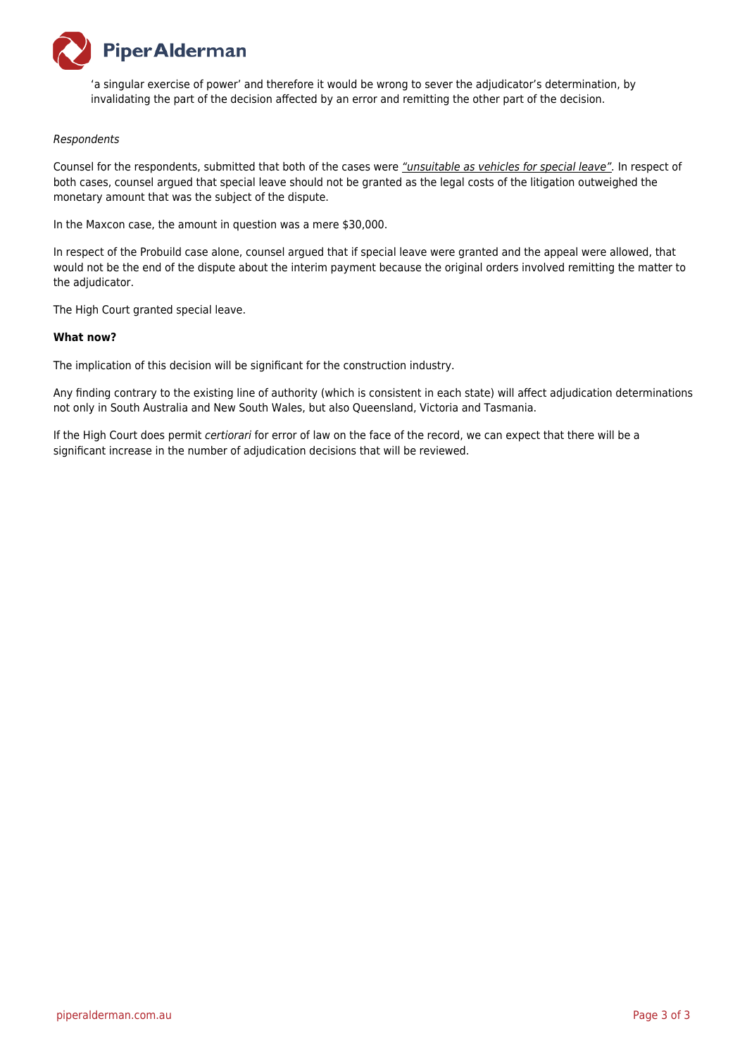'a singular exercise of power' and therefore it would be wrong to sever the adjudicator's determination, by invalidating the part of the decision affected by an error and remitting the other part of the decision.

*Respondents*

Counsel for the respondents, submitted that both of the cases were *"unsuitable as vehicles for special leave".* In respect of both cases, counsel argued that special leave should not be granted as the legal costs of the litigation outweighed the monetary amount that was the subject of the dispute.

In the Maxcon case, the amount in question was a mere $30,000.

In respect of the Probuild case alone, counsel argued that if special leave were granted and the appeal were allowed, that would not be the end of the dispute about the interim payment because the original orders involved remitting the matter to the adjudicator.

The High Court granted special leave.

**What now?**

The implication of this decision will be significant for the construction industry.

Any finding contrary to the existing line of authority (which is consistent in each state) will affect adjudication determinations not only in South Australia and New South Wales, but also Queensland, Victoria and Tasmania.

If the High Court does permit *certiorari* for error of law on the face of the record, we can expect that there will be a significant increase in the number of adjudication decisions that will be reviewed.